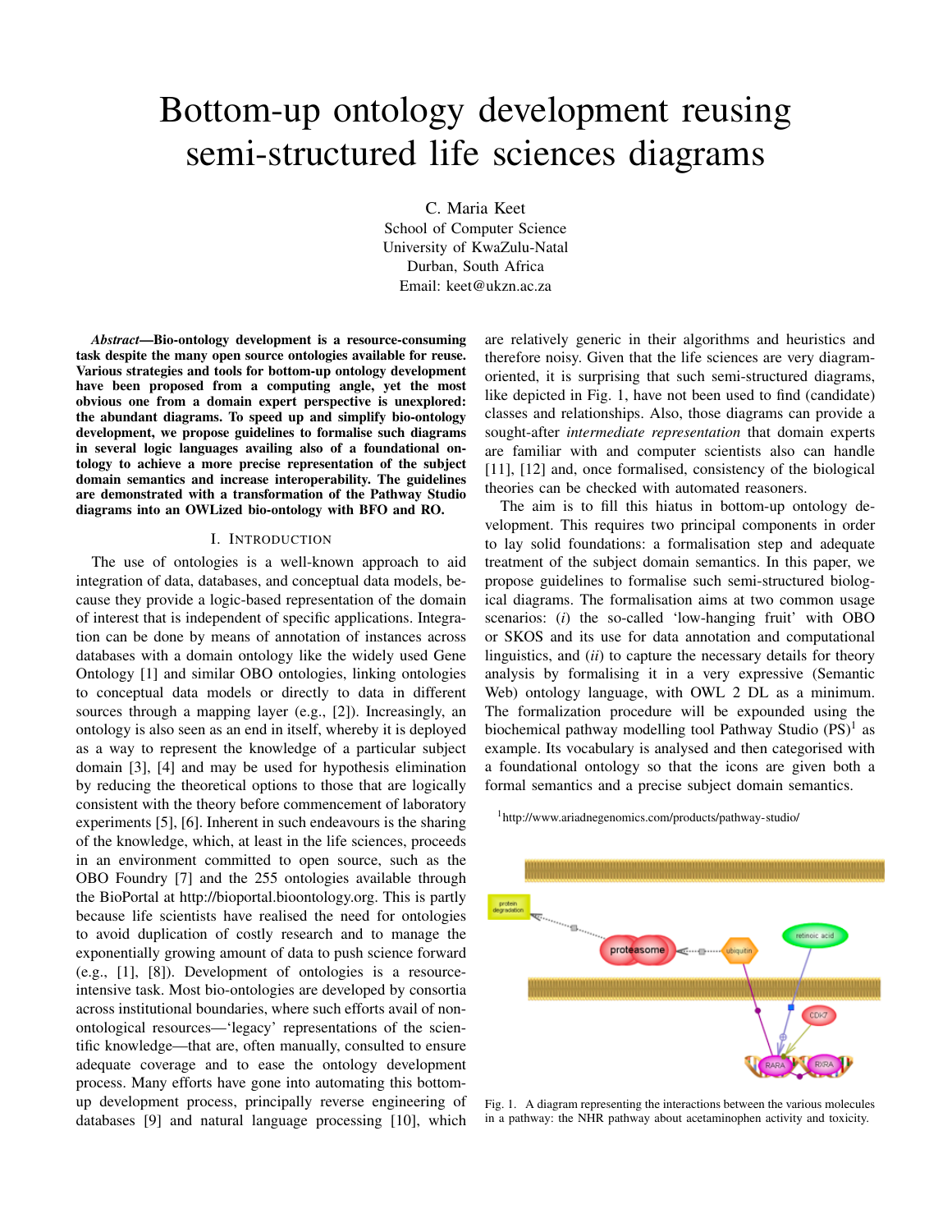# Bottom-up ontology development reusing semi-structured life sciences diagrams

C. Maria Keet
School of Computer Science
University of KwaZulu-Natal
Durban, South Africa
Email: keet@ukzn.ac.za

***Abstract*—Bio-ontology development is a resource-consuming task despite the many open source ontologies available for reuse. Various strategies and tools for bottom-up ontology development have been proposed from a computing angle, yet the most obvious one from a domain expert perspective is unexplored: the abundant diagrams. To speed up and simplify bio-ontology development, we propose guidelines to formalise such diagrams in several logic languages availing also of a foundational ontology to achieve a more precise representation of the subject domain semantics and increase interoperability. The guidelines are demonstrated with a transformation of the Pathway Studio diagrams into an OWLized bio-ontology with BFO and RO.**

## I. Introduction

The use of ontologies is a well-known approach to aid integration of data, databases, and conceptual data models, because they provide a logic-based representation of the domain of interest that is independent of specific applications. Integration can be done by means of annotation of instances across databases with a domain ontology like the widely used Gene Ontology [1] and similar OBO ontologies, linking ontologies to conceptual data models or directly to data in different sources through a mapping layer (e.g., [2]). Increasingly, an ontology is also seen as an end in itself, whereby it is deployed as a way to represent the knowledge of a particular subject domain [3], [4] and may be used for hypothesis elimination by reducing the theoretical options to those that are logically consistent with the theory before commencement of laboratory experiments [5], [6]. Inherent in such endeavours is the sharing of the knowledge, which, at least in the life sciences, proceeds in an environment committed to open source, such as the OBO Foundry [7] and the 255 ontologies available through the BioPortal at http://bioportal.bioontology.org. This is partly because life scientists have realised the need for ontologies to avoid duplication of costly research and to manage the exponentially growing amount of data to push science forward (e.g., [1], [8]). Development of ontologies is a resource-intensive task. Most bio-ontologies are developed by consortia across institutional boundaries, where such efforts avail of non-ontological resources—'legacy' representations of the scientific knowledge—that are, often manually, consulted to ensure adequate coverage and to ease the ontology development process. Many efforts have gone into automating this bottom-up development process, principally reverse engineering of databases [9] and natural language processing [10], which are relatively generic in their algorithms and heuristics and therefore noisy. Given that the life sciences are very diagram-oriented, it is surprising that such semi-structured diagrams, like depicted in Fig. 1, have not been used to find (candidate) classes and relationships. Also, those diagrams can provide a sought-after *intermediate representation* that domain experts are familiar with and computer scientists also can handle [11], [12] and, once formalised, consistency of the biological theories can be checked with automated reasoners.

The aim is to fill this hiatus in bottom-up ontology development. This requires two principal components in order to lay solid foundations: a formalisation step and adequate treatment of the subject domain semantics. In this paper, we propose guidelines to formalise such semi-structured biological diagrams. The formalisation aims at two common usage scenarios: (*i*) the so-called 'low-hanging fruit' with OBO or SKOS and its use for data annotation and computational linguistics, and (*ii*) to capture the necessary details for theory analysis by formalising it in a very expressive (Semantic Web) ontology language, with OWL 2 DL as a minimum. The formalization procedure will be expounded using the biochemical pathway modelling tool Pathway Studio (PS)[1] as example. Its vocabulary is analysed and then categorised with a foundational ontology so that the icons are given both a formal semantics and a precise subject domain semantics.

[1] http://www.ariadnegenomics.com/products/pathway-studio/

Fig. 1. A diagram representing the interactions between the various molecules in a pathway: the NHR pathway about acetaminophen activity and toxicity.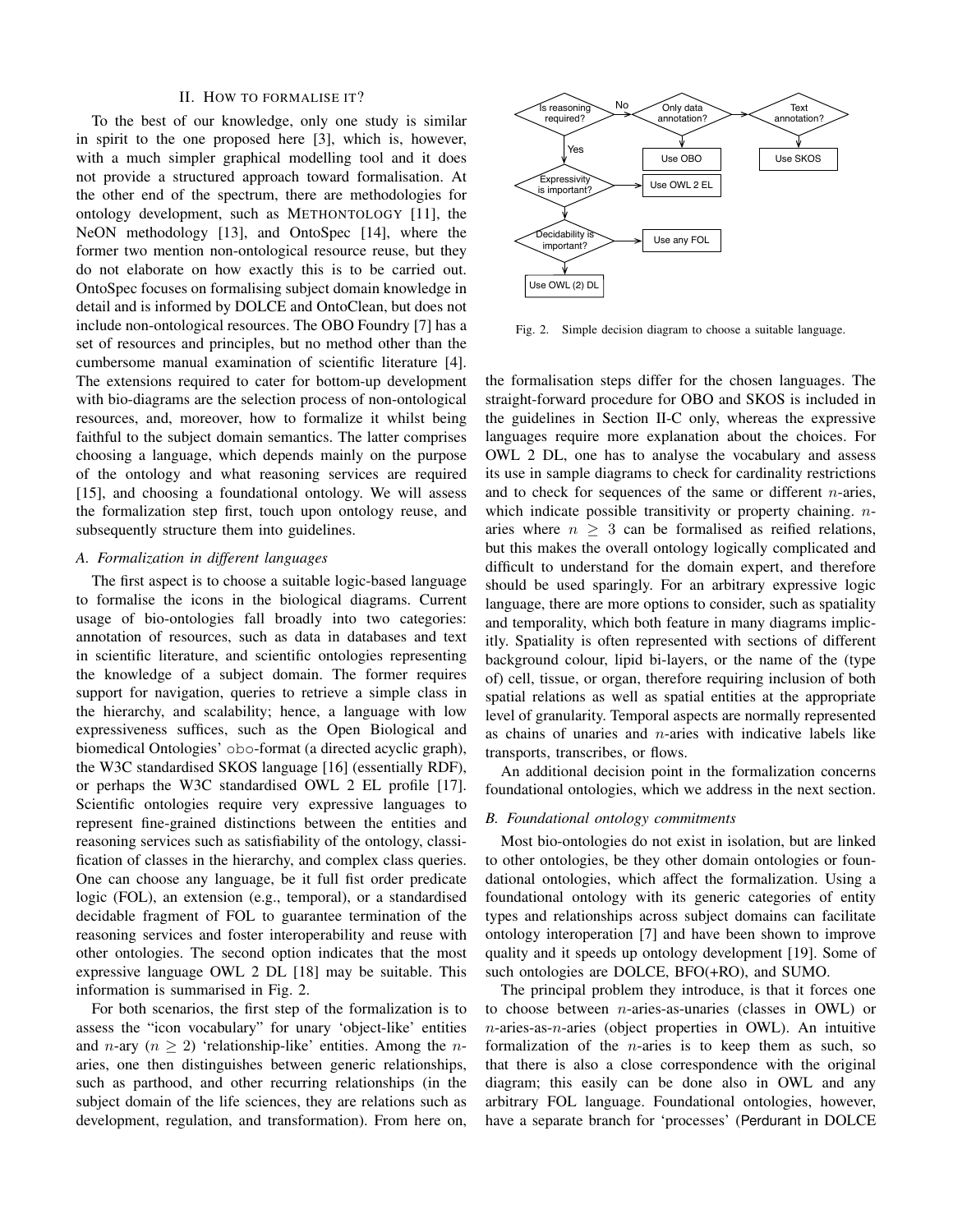## II. How to formalise it?

To the best of our knowledge, only one study is similar in spirit to the one proposed here [3], which is, however, with a much simpler graphical modelling tool and it does not provide a structured approach toward formalisation. At the other end of the spectrum, there are methodologies for ontology development, such as METHONTOLOGY [11], the NeON methodology [13], and OntoSpec [14], where the former two mention non-ontological resource reuse, but they do not elaborate on how exactly this is to be carried out. OntoSpec focuses on formalising subject domain knowledge in detail and is informed by DOLCE and OntoClean, but does not include non-ontological resources. The OBO Foundry [7] has a set of resources and principles, but no method other than the cumbersome manual examination of scientific literature [4]. The extensions required to cater for bottom-up development with bio-diagrams are the selection process of non-ontological resources, and, moreover, how to formalize it whilst being faithful to the subject domain semantics. The latter comprises choosing a language, which depends mainly on the purpose of the ontology and what reasoning services are required [15], and choosing a foundational ontology. We will assess the formalization step first, touch upon ontology reuse, and subsequently structure them into guidelines.

### A. Formalization in different languages

The first aspect is to choose a suitable logic-based language to formalise the icons in the biological diagrams. Current usage of bio-ontologies fall broadly into two categories: annotation of resources, such as data in databases and text in scientific literature, and scientific ontologies representing the knowledge of a subject domain. The former requires support for navigation, queries to retrieve a simple class in the hierarchy, and scalability; hence, a language with low expressiveness suffices, such as the Open Biological and biomedical Ontologies' obo-format (a directed acyclic graph), the W3C standardised SKOS language [16] (essentially RDF), or perhaps the W3C standardised OWL 2 EL profile [17]. Scientific ontologies require very expressive languages to represent fine-grained distinctions between the entities and reasoning services such as satisfiability of the ontology, classification of classes in the hierarchy, and complex class queries. One can choose any language, be it full fist order predicate logic (FOL), an extension (e.g., temporal), or a standardised decidable fragment of FOL to guarantee termination of the reasoning services and foster interoperability and reuse with other ontologies. The second option indicates that the most expressive language OWL 2 DL [18] may be suitable. This information is summarised in Fig. 2.

For both scenarios, the first step of the formalization is to assess the "icon vocabulary" for unary 'object-like' entities and $n$-ary ($n \geq 2$) 'relationship-like' entities. Among the $n$-aries, one then distinguishes between generic relationships, such as parthood, and other recurring relationships (in the subject domain of the life sciences, they are relations such as development, regulation, and transformation). From here on, the formalisation steps differ for the chosen languages. The straight-forward procedure for OBO and SKOS is included in the guidelines in Section II-C only, whereas the expressive languages require more explanation about the choices. For OWL 2 DL, one has to analyse the vocabulary and assess its use in sample diagrams to check for cardinality restrictions and to check for sequences of the same or different $n$-aries, which indicate possible transitivity or property chaining. $n$-aries where $n \geq 3$ can be formalised as reified relations, but this makes the overall ontology logically complicated and difficult to understand for the domain expert, and therefore should be used sparingly. For an arbitrary expressive logic language, there are more options to consider, such as spatiality and temporality, which both feature in many diagrams implicitly. Spatiality is often represented with sections of different background colour, lipid bi-layers, or the name of the (type of) cell, tissue, or organ, therefore requiring inclusion of both spatial relations as well as spatial entities at the appropriate level of granularity. Temporal aspects are normally represented as chains of unaries and $n$-aries with indicative labels like transports, transcribes, or flows.

An additional decision point in the formalization concerns foundational ontologies, which we address in the next section.

Is reasoning required? — No → Only data annotation? → Use OBO; otherwise → Text annotation? → Use SKOS
Yes → Expressivity is important? → Use OWL 2 EL
Decidability is important? → Use any FOL
Use OWL (2) DL

Fig. 2. Simple decision diagram to choose a suitable language.

### B. Foundational ontology commitments

Most bio-ontologies do not exist in isolation, but are linked to other ontologies, be they other domain ontologies or foundational ontologies, which affect the formalization. Using a foundational ontology with its generic categories of entity types and relationships across subject domains can facilitate ontology interoperation [7] and have been shown to improve quality and it speeds up ontology development [19]. Some of such ontologies are DOLCE, BFO(+RO), and SUMO.

The principal problem they introduce, is that it forces one to choose between $n$-aries-as-unaries (classes in OWL) or $n$-aries-as-$n$-aries (object properties in OWL). An intuitive formalization of the $n$-aries is to keep them as such, so that there is also a close correspondence with the original diagram; this easily can be done also in OWL and any arbitrary FOL language. Foundational ontologies, however, have a separate branch for 'processes' (Perdurant in DOLCE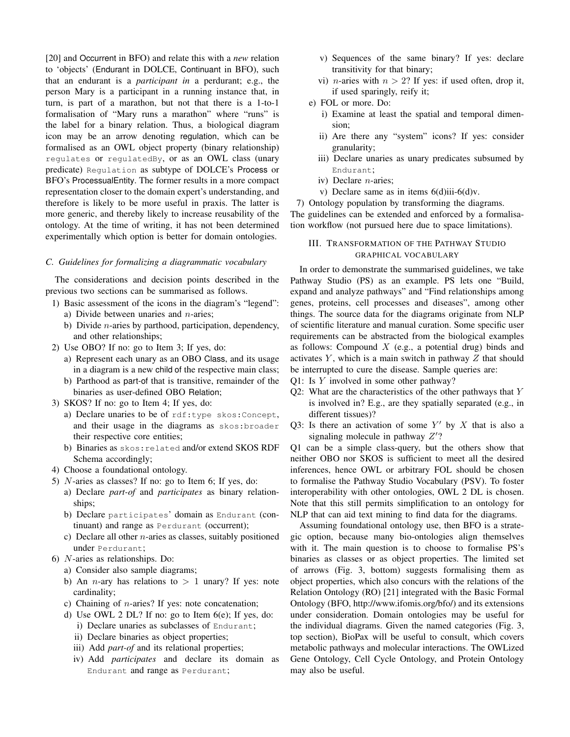[20] and Occurrent in BFO) and relate this with a *new* relation to 'objects' (Endurant in DOLCE, Continuant in BFO), such that an endurant is a *participant in* a perdurant; e.g., the person Mary is a participant in a running instance that, in turn, is part of a marathon, but not that there is a 1-to-1 formalisation of "Mary runs a marathon" where "runs" is the label for a binary relation. Thus, a biological diagram icon may be an arrow denoting regulation, which can be formalised as an OWL object property (binary relationship) `regulates` or `regulatedBy`, or as an OWL class (unary predicate) `Regulation` as subtype of DOLCE's Process or BFO's ProcessualEntity. The former results in a more compact representation closer to the domain expert's understanding, and therefore is likely to be more useful in praxis. The latter is more generic, and thereby likely to increase reusability of the ontology. At the time of writing, it has not been determined experimentally which option is better for domain ontologies.

### C. Guidelines for formalizing a diagrammatic vocabulary

The considerations and decision points described in the previous two sections can be summarised as follows.

1) Basic assessment of the icons in the diagram's "legend":
   a) Divide between unaries and $n$-aries;
   b) Divide $n$-aries by parthood, participation, dependency, and other relationships;
2) Use OBO? If no: go to Item 3; If yes, do:
   a) Represent each unary as an OBO Class, and its usage in a diagram is a new child of the respective main class;
   b) Parthood as part-of that is transitive, remainder of the binaries as user-defined OBO Relation;
3) SKOS? If no: go to Item 4; If yes, do:
   a) Declare unaries to be of `rdf:type skos:Concept`, and their usage in the diagrams as `skos:broader` their respective core entities;
   b) Binaries as `skos:related` and/or extend SKOS RDF Schema accordingly;
4) Choose a foundational ontology.
5) $N$-aries as classes? If no: go to Item 6; If yes, do:
   a) Declare *part-of* and *participates* as binary relationships;
   b) Declare `participates`' domain as `Endurant` (continuant) and range as `Perdurant` (occurrent);
   c) Declare all other $n$-aries as classes, suitably positioned under `Perdurant`;
6) $N$-aries as relationships. Do:
   a) Consider also sample diagrams;
   b) An $n$-ary has relations to $> 1$ unary? If yes: note cardinality;
   c) Chaining of $n$-aries? If yes: note concatenation;
   d) Use OWL 2 DL? If no: go to Item 6(e); If yes, do:
      i) Declare unaries as subclasses of `Endurant`;
      ii) Declare binaries as object properties;
      iii) Add *part-of* and its relational properties;
      iv) Add *participates* and declare its domain as `Endurant` and range as `Perdurant`;
      v) Sequences of the same binary? If yes: declare transitivity for that binary;
      vi) $n$-aries with $n > 2$? If yes: if used often, drop it, if used sparingly, reify it;
   e) FOL or more. Do:
      i) Examine at least the spatial and temporal dimension;
      ii) Are there any "system" icons? If yes: consider granularity;
      iii) Declare unaries as unary predicates subsumed by `Endurant`;
      iv) Declare $n$-aries;
      v) Declare same as in items 6(d)iii-6(d)v.
7) Ontology population by transforming the diagrams.

The guidelines can be extended and enforced by a formalisation workflow (not pursued here due to space limitations).

## III. Transformation of the Pathway Studio graphical vocabulary

In order to demonstrate the summarised guidelines, we take Pathway Studio (PS) as an example. PS lets one "Build, expand and analyze pathways" and "Find relationships among genes, proteins, cell processes and diseases", among other things. The source data for the diagrams originate from NLP of scientific literature and manual curation. Some specific user requirements can be abstracted from the biological examples as follows: Compound $X$ (e.g., a potential drug) binds and activates $Y$, which is a main switch in pathway $Z$ that should be interrupted to cure the disease. Sample queries are:

Q1: Is $Y$ involved in some other pathway?

Q2: What are the characteristics of the other pathways that $Y$ is involved in? E.g., are they spatially separated (e.g., in different tissues)?

Q3: Is there an activation of some $Y'$ by $X$ that is also a signaling molecule in pathway $Z'$?

Q1 can be a simple class-query, but the others show that neither OBO nor SKOS is sufficient to meet all the desired inferences, hence OWL or arbitrary FOL should be chosen to formalise the Pathway Studio Vocabulary (PSV). To foster interoperability with other ontologies, OWL 2 DL is chosen. Note that this still permits simplification to an ontology for NLP that can aid text mining to find data for the diagrams.

Assuming foundational ontology use, then BFO is a strategic option, because many bio-ontologies align themselves with it. The main question is to choose to formalise PS's binaries as classes or as object properties. The limited set of arrows (Fig. 3, bottom) suggests formalising them as object properties, which also concurs with the relations of the Relation Ontology (RO) [21] integrated with the Basic Formal Ontology (BFO, http://www.ifomis.org/bfo/) and its extensions under consideration. Domain ontologies may be useful for the individual diagrams. Given the named categories (Fig. 3, top section), BioPax will be useful to consult, which covers metabolic pathways and molecular interactions. The OWLized Gene Ontology, Cell Cycle Ontology, and Protein Ontology may also be useful.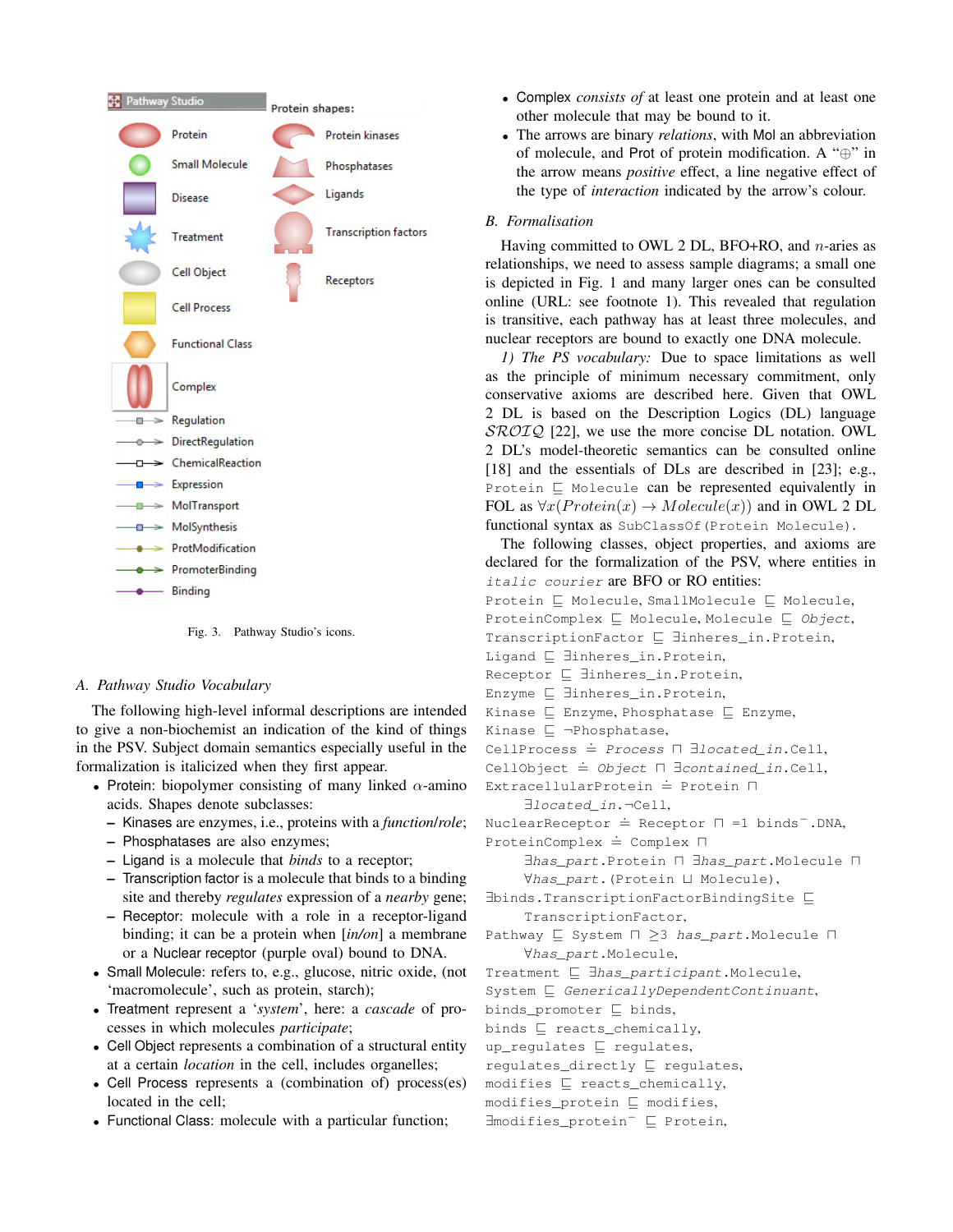Fig. 3. Pathway Studio's icons.

## A. Pathway Studio Vocabulary

The following high-level informal descriptions are intended to give a non-biochemist an indication of the kind of things in the PSV. Subject domain semantics especially useful in the formalization is italicized when they first appear.

- Protein: biopolymer consisting of many linked $\alpha$-amino acids. Shapes denote subclasses:
  - Kinases are enzymes, i.e., proteins with a *function*/*role*;
  - Phosphatases are also enzymes;
  - Ligand is a molecule that *binds* to a receptor;
  - Transcription factor is a molecule that binds to a binding site and thereby *regulates* expression of a *nearby* gene;
  - Receptor: molecule with a role in a receptor-ligand binding; it can be a protein when [*in/on*] a membrane or a Nuclear receptor (purple oval) bound to DNA.
- Small Molecule: refers to, e.g., glucose, nitric oxide, (not 'macromolecule', such as protein, starch);
- Treatment represent a '*system*', here: a *cascade* of processes in which molecules *participate*;
- Cell Object represents a combination of a structural entity at a certain *location* in the cell, includes organelles;
- Cell Process represents a (combination of) process(es) located in the cell;
- Functional Class: molecule with a particular function;
- Complex *consists of* at least one protein and at least one other molecule that may be bound to it.
- The arrows are binary *relations*, with Mol an abbreviation of molecule, and Prot of protein modification. A "$\oplus$" in the arrow means *positive* effect, a line negative effect of the type of *interaction* indicated by the arrow's colour.

## B. Formalisation

Having committed to OWL 2 DL, BFO+RO, and $n$-aries as relationships, we need to assess sample diagrams; a small one is depicted in Fig. 1 and many larger ones can be consulted online (URL: see footnote 1). This revealed that regulation is transitive, each pathway has at least three molecules, and nuclear receptors are bound to exactly one DNA molecule.

*1) The PS vocabulary:* Due to space limitations as well as the principle of minimum necessary commitment, only conservative axioms are described here. Given that OWL 2 DL is based on the Description Logics (DL) language $\mathcal{SROIQ}$ [22], we use the more concise DL notation. OWL 2 DL's model-theoretic semantics can be consulted online [18] and the essentials of DLs are described in [23]; e.g., $\texttt{Protein} \sqsubseteq \texttt{Molecule}$ can be represented equivalently in FOL as $\forall x(Protein(x) \rightarrow Molecule(x))$ and in OWL 2 DL functional syntax as `SubClassOf(Protein Molecule)`.

The following classes, object properties, and axioms are declared for the formalization of the PSV, where entities in *italic courier* are BFO or RO entities:

$\texttt{Protein} \sqsubseteq \texttt{Molecule}$, $\texttt{SmallMolecule} \sqsubseteq \texttt{Molecule}$,
$\texttt{ProteinComplex} \sqsubseteq \texttt{Molecule}$, $\texttt{Molecule} \sqsubseteq \textit{Object}$,
$\texttt{TranscriptionFactor} \sqsubseteq \exists\texttt{inheres\_in}.\texttt{Protein}$,
$\texttt{Ligand} \sqsubseteq \exists\texttt{inheres\_in}.\texttt{Protein}$,
$\texttt{Receptor} \sqsubseteq \exists\texttt{inheres\_in}.\texttt{Protein}$,
$\texttt{Enzyme} \sqsubseteq \exists\texttt{inheres\_in}.\texttt{Protein}$,
$\texttt{Kinase} \sqsubseteq \texttt{Enzyme}$, $\texttt{Phosphatase} \sqsubseteq \texttt{Enzyme}$,
$\texttt{Kinase} \sqsubseteq \neg\texttt{Phosphatase}$,
$\texttt{CellProcess} \doteq \textit{Process} \sqcap \exists\textit{located\_in}.\texttt{Cell}$,
$\texttt{CellObject} \doteq \textit{Object} \sqcap \exists\textit{contained\_in}.\texttt{Cell}$,
$\texttt{ExtracellularProtein} \doteq \texttt{Protein} \sqcap \exists\textit{located\_in}.\neg\texttt{Cell}$,
$\texttt{NuclearReceptor} \doteq \texttt{Receptor} \sqcap {=}1\ \texttt{binds}^{-}.\texttt{DNA}$,
$\texttt{ProteinComplex} \doteq \texttt{Complex} \sqcap \exists\textit{has\_part}.\texttt{Protein} \sqcap \exists\textit{has\_part}.\texttt{Molecule} \sqcap \forall\textit{has\_part}.(\texttt{Protein} \sqcup \texttt{Molecule})$,
$\exists\texttt{binds}.\texttt{TranscriptionFactorBindingSite} \sqsubseteq \texttt{TranscriptionFactor}$,
$\texttt{Pathway} \sqsubseteq \texttt{System} \sqcap {\geq}3\ \textit{has\_part}.\texttt{Molecule} \sqcap \forall\textit{has\_part}.\texttt{Molecule}$,
$\texttt{Treatment} \sqsubseteq \exists\textit{has\_participant}.\texttt{Molecule}$,
$\texttt{System} \sqsubseteq \textit{GenericallyDependentContinuant}$,
$\texttt{binds\_promoter} \sqsubseteq \texttt{binds}$,
$\texttt{binds} \sqsubseteq \texttt{reacts\_chemically}$,
$\texttt{up\_regulates} \sqsubseteq \texttt{regulates}$,
$\texttt{regulates\_directly} \sqsubseteq \texttt{regulates}$,
$\texttt{modifies} \sqsubseteq \texttt{reacts\_chemically}$,
$\texttt{modifies\_protein} \sqsubseteq \texttt{modifies}$,
$\exists\texttt{modifies\_protein}^{-} \sqsubseteq \texttt{Protein}$,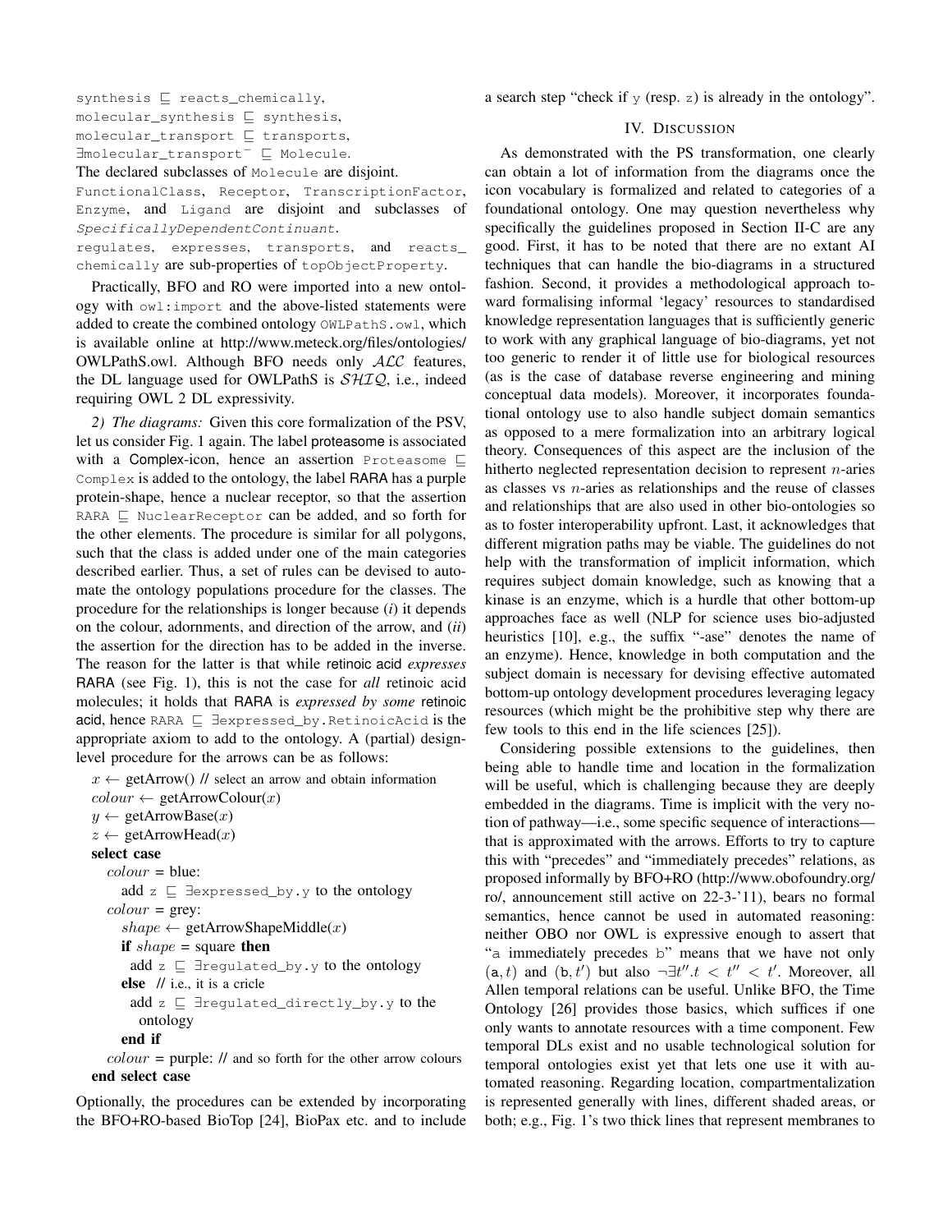synthesis $\sqsubseteq$ reacts_chemically,
molecular_synthesis $\sqsubseteq$ synthesis,
molecular_transport $\sqsubseteq$ transports,
$\exists$molecular_transport$^-$ $\sqsubseteq$ Molecule.

The declared subclasses of Molecule are disjoint.

FunctionalClass, Receptor, TranscriptionFactor, Enzyme, and Ligand are disjoint and subclasses of *SpecificallyDependentContinuant*.

regulates, expresses, transports, and reacts_chemically are sub-properties of topObjectProperty.

Practically, BFO and RO were imported into a new ontology with owl:import and the above-listed statements were added to create the combined ontology OWLPathS.owl, which is available online at http://www.meteck.org/files/ontologies/OWLPathS.owl. Although BFO needs only $\mathcal{ALC}$ features, the DL language used for OWLPathS is $\mathcal{SHIQ}$, i.e., indeed requiring OWL 2 DL expressivity.

*2) The diagrams:* Given this core formalization of the PSV, let us consider Fig. 1 again. The label proteasome is associated with a Complex-icon, hence an assertion Proteasome $\sqsubseteq$ Complex is added to the ontology, the label RARA has a purple protein-shape, hence a nuclear receptor, so that the assertion RARA $\sqsubseteq$ NuclearReceptor can be added, and so forth for the other elements. The procedure is similar for all polygons, such that the class is added under one of the main categories described earlier. Thus, a set of rules can be devised to automate the ontology populations procedure for the classes. The procedure for the relationships is longer because (*i*) it depends on the colour, adornments, and direction of the arrow, and (*ii*) the assertion for the direction has to be added in the inverse. The reason for the latter is that while retinoic acid *expresses* RARA (see Fig. 1), this is not the case for *all* retinoic acid molecules; it holds that RARA is *expressed by some* retinoic acid, hence RARA $\sqsubseteq$ $\exists$expressed_by.RetinoicAcid is the appropriate axiom to add to the ontology. A (partial) design-level procedure for the arrows can be as follows:

```
x ← getArrow() // select an arrow and obtain information
colour ← getArrowColour(x)
y ← getArrowBase(x)
z ← getArrowHead(x)
select case
  colour = blue:
    add z ⊑ ∃expressed_by.y to the ontology
  colour = grey:
    shape ← getArrowShapeMiddle(x)
    if shape = square then
      add z ⊑ ∃regulated_by.y to the ontology
    else // i.e., it is a cricle
      add z ⊑ ∃regulated_directly_by.y to the
      ontology
    end if
  colour = purple: // and so forth for the other arrow colours
end select case
```

Optionally, the procedures can be extended by incorporating the BFO+RO-based BioTop [24], BioPax etc. and to include a search step "check if y (resp. z) is already in the ontology".

## IV. Discussion

As demonstrated with the PS transformation, one clearly can obtain a lot of information from the diagrams once the icon vocabulary is formalized and related to categories of a foundational ontology. One may question nevertheless why specifically the guidelines proposed in Section II-C are any good. First, it has to be noted that there are no extant AI techniques that can handle the bio-diagrams in a structured fashion. Second, it provides a methodological approach toward formalising informal 'legacy' resources to standardised knowledge representation languages that is sufficiently generic to work with any graphical language of bio-diagrams, yet not too generic to render it of little use for biological resources (as is the case of database reverse engineering and mining conceptual data models). Moreover, it incorporates foundational ontology use to also handle subject domain semantics as opposed to a mere formalization into an arbitrary logical theory. Consequences of this aspect are the inclusion of the hitherto neglected representation decision to represent $n$-aries as classes vs $n$-aries as relationships and the reuse of classes and relationships that are also used in other bio-ontologies so as to foster interoperability upfront. Last, it acknowledges that different migration paths may be viable. The guidelines do not help with the transformation of implicit information, which requires subject domain knowledge, such as knowing that a kinase is an enzyme, which is a hurdle that other bottom-up approaches face as well (NLP for science uses bio-adjusted heuristics [10], e.g., the suffix "-ase" denotes the name of an enzyme). Hence, knowledge in both computation and the subject domain is necessary for devising effective automated bottom-up ontology development procedures leveraging legacy resources (which might be the prohibitive step why there are few tools to this end in the life sciences [25]).

Considering possible extensions to the guidelines, then being able to handle time and location in the formalization will be useful, which is challenging because they are deeply embedded in the diagrams. Time is implicit with the very notion of pathway—i.e., some specific sequence of interactions—that is approximated with the arrows. Efforts to try to capture this with "precedes" and "immediately precedes" relations, as proposed informally by BFO+RO (http://www.obofoundry.org/ro/, announcement still active on 22-3-'11), bears no formal semantics, hence cannot be used in automated reasoning: neither OBO nor OWL is expressive enough to assert that "a immediately precedes b" means that we have not only $(\texttt{a}, t)$ and $(\texttt{b}, t')$ but also $\neg \exists t''. t < t'' < t'$. Moreover, all Allen temporal relations can be useful. Unlike BFO, the Time Ontology [26] provides those basics, which suffices if one only wants to annotate resources with a time component. Few temporal DLs exist and no usable technological solution for temporal ontologies exist yet that lets one use it with automated reasoning. Regarding location, compartmentalization is represented generally with lines, different shaded areas, or both; e.g., Fig. 1's two thick lines that represent membranes to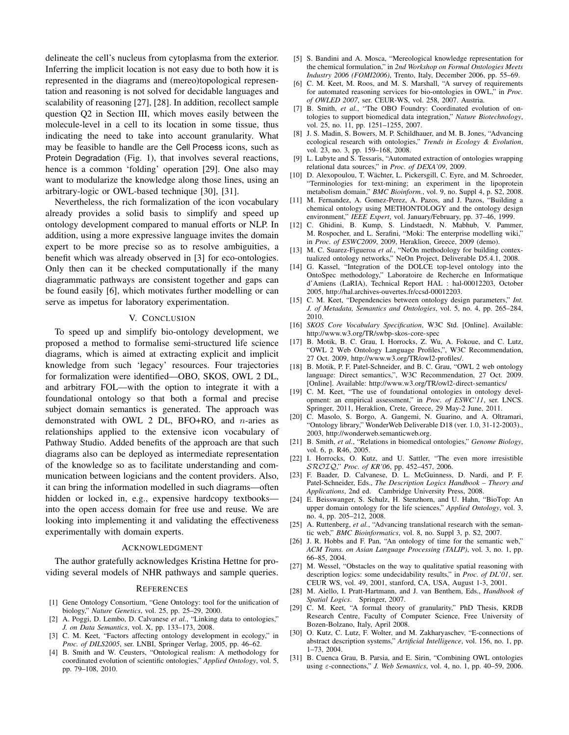delineate the cell's nucleus from cytoplasma from the exterior. Inferring the implicit location is not easy due to both how it is represented in the diagrams and (mereo)topological representation and reasoning is not solved for decidable languages and scalability of reasoning [27], [28]. In addition, recollect sample question Q2 in Section III, which moves easily between the molecule-level in a cell to its location in some tissue, thus indicating the need to take into account granularity. What may be feasible to handle are the Cell Process icons, such as Protein Degradation (Fig. 1), that involves several reactions, hence is a common 'folding' operation [29]. One also may want to modularize the knowledge along those lines, using an arbitrary-logic or OWL-based technique [30], [31].

Nevertheless, the rich formalization of the icon vocabulary already provides a solid basis to simplify and speed up ontology development compared to manual efforts or NLP. In addition, using a more expressive language invites the domain expert to be more precise so as to resolve ambiguities, a benefit which was already observed in [3] for eco-ontologies. Only then can it be checked computationally if the many diagrammatic pathways are consistent together and gaps can be found easily [6], which motivates further modelling or can serve as impetus for laboratory experimentation.

## V. Conclusion

To speed up and simplify bio-ontology development, we proposed a method to formalise semi-structured life science diagrams, which is aimed at extracting explicit and implicit knowledge from such 'legacy' resources. Four trajectories for formalization were identified—OBO, SKOS, OWL 2 DL, and arbitrary FOL—with the option to integrate it with a foundational ontology so that both a formal and precise subject domain semantics is generated. The approach was demonstrated with OWL 2 DL, BFO+RO, and $n$-aries as relationships applied to the extensive icon vocabulary of Pathway Studio. Added benefits of the approach are that such diagrams also can be deployed as intermediate representation of the knowledge so as to facilitate understanding and communication between logicians and the content providers. Also, it can bring the information modelled in such diagrams—often hidden or locked in, e.g., expensive hardcopy textbooks—into the open access domain for free use and reuse. We are looking into implementing it and validating the effectiveness experimentally with domain experts.

## Acknowledgment

The author gratefully acknowledges Kristina Hettne for providing several models of NHR pathways and sample queries.

## References

[1] Gene Ontology Consortium, "Gene Ontology: tool for the unification of biology," *Nature Genetics*, vol. 25, pp. 25–29, 2000.

[2] A. Poggi, D. Lembo, D. Calvanese *et al.*, "Linking data to ontologies," *J. on Data Semantics*, vol. X, pp. 133–173, 2008.

[3] C. M. Keet, "Factors affecting ontology development in ecology," in *Proc. of DILS2005*, ser. LNBI, Springer Verlag, 2005, pp. 46–62.

[4] B. Smith and W. Ceusters, "Ontological realism: A methodology for coordinated evolution of scientific ontologies," *Applied Ontology*, vol. 5, pp. 79–108, 2010.

[5] S. Bandini and A. Mosca, "Mereological knowledge representation for the chemical formulation," in *2nd Workshop on Formal Ontologies Meets Industry 2006 (FOMI2006)*, Trento, Italy, December 2006, pp. 55–69.

[6] C. M. Keet, M. Roos, and M. S. Marshall, "A survey of requirements for automated reasoning services for bio-ontologies in OWL," in *Proc. of OWLED 2007*, ser. CEUR-WS, vol. 258, 2007. Austria.

[7] B. Smith, *et al.*, "The OBO Foundry: Coordinated evolution of ontologies to support biomedical data integration," *Nature Biotechnology*, vol. 25, no. 11, pp. 1251–1255, 2007.

[8] J. S. Madin, S. Bowers, M. P. Schildhauer, and M. B. Jones, "Advancing ecological research with ontologies," *Trends in Ecology & Evolution*, vol. 23, no. 3, pp. 159–168, 2008.

[9] L. Lubyte and S. Tessaris, "Automated extraction of ontologies wrapping relational data sources," in *Proc. of DEXA'09*, 2009.

[10] D. Alexopoulou, T. Wächter, L. Pickersgill, C. Eyre, and M. Schroeder, "Terminologies for text-mining; an experiment in the lipoprotein metabolism domain," *BMC Bioinform.*, vol. 9, no. Suppl 4, p. S2, 2008.

[11] M. Fernandez, A. Gomez-Perez, A. Pazos, and J. Pazos, "Building a chemical ontology using METHONTOLOGY and the ontology design environment," *IEEE Expert*, vol. January/February, pp. 37–46, 1999.

[12] C. Ghidini, B. Kump, S. Lindstaedt, N. Mabhub, V. Pammer, M. Rospocher, and L. Serafini, "Moki: The enterprise modelling wiki," in *Proc. of ESWC2009*, 2009, Heraklion, Greece, 2009 (demo).

[13] M. C. Suarez-Figueroa *et al.*, "NeOn methodology for building contextualized ontology networks," NeOn Project, Deliverable D5.4.1, 2008.

[14] G. Kassel, "Integration of the DOLCE top-level ontology into the OntoSpec methodology," Laboratoire de Recherche en Informatique d'Amiens (LaRIA), Technical Report HAL : hal-00012203, October 2005, http://hal.archives-ouvertes.fr/ccsd-00012203.

[15] C. M. Keet, "Dependencies between ontology design parameters," *Int. J. of Metadata, Semantics and Ontologies*, vol. 5, no. 4, pp. 265–284, 2010.

[16] *SKOS Core Vocabulary Specification*, W3C Std. [Online]. Available: http://www.w3.org/TR/swbp-skos-core-spec

[17] B. Motik, B. C. Grau, I. Horrocks, Z. Wu, A. Fokoue, and C. Lutz, "OWL 2 Web Ontology Language Profiles,", W3C Recommendation, 27 Oct. 2009, http://www.w3.org/TR/owl2-profiles/.

[18] B. Motik, P. F. Patel-Schneider, and B. C. Grau, "OWL 2 web ontology language: Direct semantics,", W3C Recommendation, 27 Oct. 2009. [Online]. Available: http://www.w3.org/TR/owl2-direct-semantics/

[19] C. M. Keet, "The use of foundational ontologies in ontology development: an empirical assessment," in *Proc. of ESWC'11*, ser. LNCS. Springer, 2011, Heraklion, Crete, Greece, 29 May-2 June, 2011.

[20] C. Masolo, S. Borgo, A. Gangemi, N. Guarino, and A. Oltramari, "Ontology library," WonderWeb Deliverable D18 (ver. 1.0, 31-12-2003)., 2003, http://wonderweb.semanticweb.org.

[21] B. Smith, *et al.*, "Relations in biomedical ontologies," *Genome Biology*, vol. 6, p. R46, 2005.

[22] I. Horrocks, O. Kutz, and U. Sattler, "The even more irresistible $\mathcal{SROIQ}$," *Proc. of KR'06*, pp. 452–457, 2006.

[23] F. Baader, D. Calvanese, D. L. McGuinness, D. Nardi, and P. F. Patel-Schneider, Eds., *The Description Logics Handbook – Theory and Applications*, 2nd ed. Cambridge University Press, 2008.

[24] E. Beisswanger, S. Schulz, H. Stenzhorn, and U. Hahn, "BioTop: An upper domain ontology for the life sciences," *Applied Ontology*, vol. 3, no. 4, pp. 205–212, 2008.

[25] A. Ruttenberg, *et al.*, "Advancing translational research with the semantic web," *BMC Bioinformatics*, vol. 8, no. Suppl 3, p. S2, 2007.

[26] J. R. Hobbs and F. Pan, "An ontology of time for the semantic web," *ACM Trans. on Asian Language Processing (TALIP)*, vol. 3, no. 1, pp. 66–85, 2004.

[27] M. Wessel, "Obstacles on the way to qualitative spatial reasoning with description logics: some undecidability results," in *Proc. of DL'01*, ser. CEUR WS, vol. 49, 2001, stanford, CA, USA, August 1-3, 2001.

[28] M. Aiello, I. Pratt-Hartmann, and J. van Benthem, Eds., *Handbook of Spatial Logics*. Springer, 2007.

[29] C. M. Keet, "A formal theory of granularity," PhD Thesis, KRDB Research Centre, Faculty of Computer Science, Free University of Bozen-Bolzano, Italy, April 2008.

[30] O. Kutz, C. Lutz, F. Wolter, and M. Zakharyaschev, "E-connections of abstract description systems," *Artificial Intelligence*, vol. 156, no. 1, pp. 1–73, 2004.

[31] B. Cuenca Grau, B. Parsia, and E. Sirin, "Combining OWL ontologies using $\varepsilon$-connections," *J. Web Semantics*, vol. 4, no. 1, pp. 40–59, 2006.